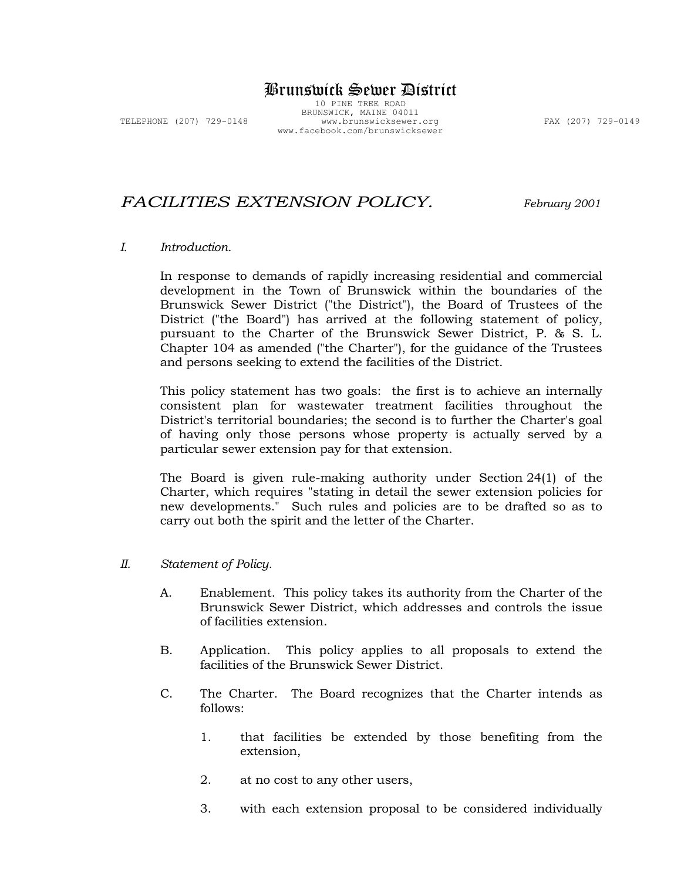# Brunswick Sewer District

10 PINE TREE ROAD
BRUNSWICK, MAINE 04011
TELEPHONE (207) 729-0148 www.brunswicksewer.org FAX (207) 729-0149
www.facebook.com/brunswicksewer

## *FACILITIES EXTENSION POLICY.* *February 2001*

*I. Introduction.*

In response to demands of rapidly increasing residential and commercial development in the Town of Brunswick within the boundaries of the Brunswick Sewer District ("the District"), the Board of Trustees of the District ("the Board") has arrived at the following statement of policy, pursuant to the Charter of the Brunswick Sewer District, P. & S. L. Chapter 104 as amended ("the Charter"), for the guidance of the Trustees and persons seeking to extend the facilities of the District.

This policy statement has two goals: the first is to achieve an internally consistent plan for wastewater treatment facilities throughout the District's territorial boundaries; the second is to further the Charter's goal of having only those persons whose property is actually served by a particular sewer extension pay for that extension.

The Board is given rule-making authority under Section 24(1) of the Charter, which requires "stating in detail the sewer extension policies for new developments." Such rules and policies are to be drafted so as to carry out both the spirit and the letter of the Charter.

*II. Statement of Policy.*

A. Enablement. This policy takes its authority from the Charter of the Brunswick Sewer District, which addresses and controls the issue of facilities extension.

B. Application. This policy applies to all proposals to extend the facilities of the Brunswick Sewer District.

C. The Charter. The Board recognizes that the Charter intends as follows:

1. that facilities be extended by those benefiting from the extension,

2. at no cost to any other users,

3. with each extension proposal to be considered individually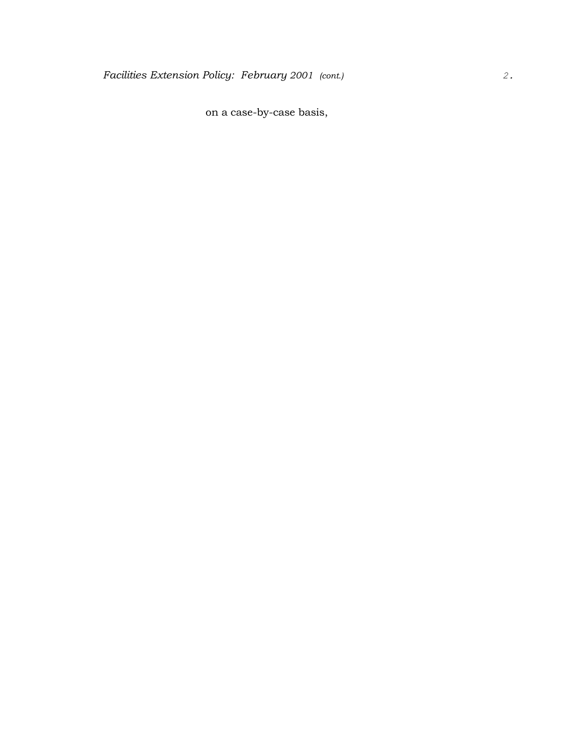on a case-by-case basis,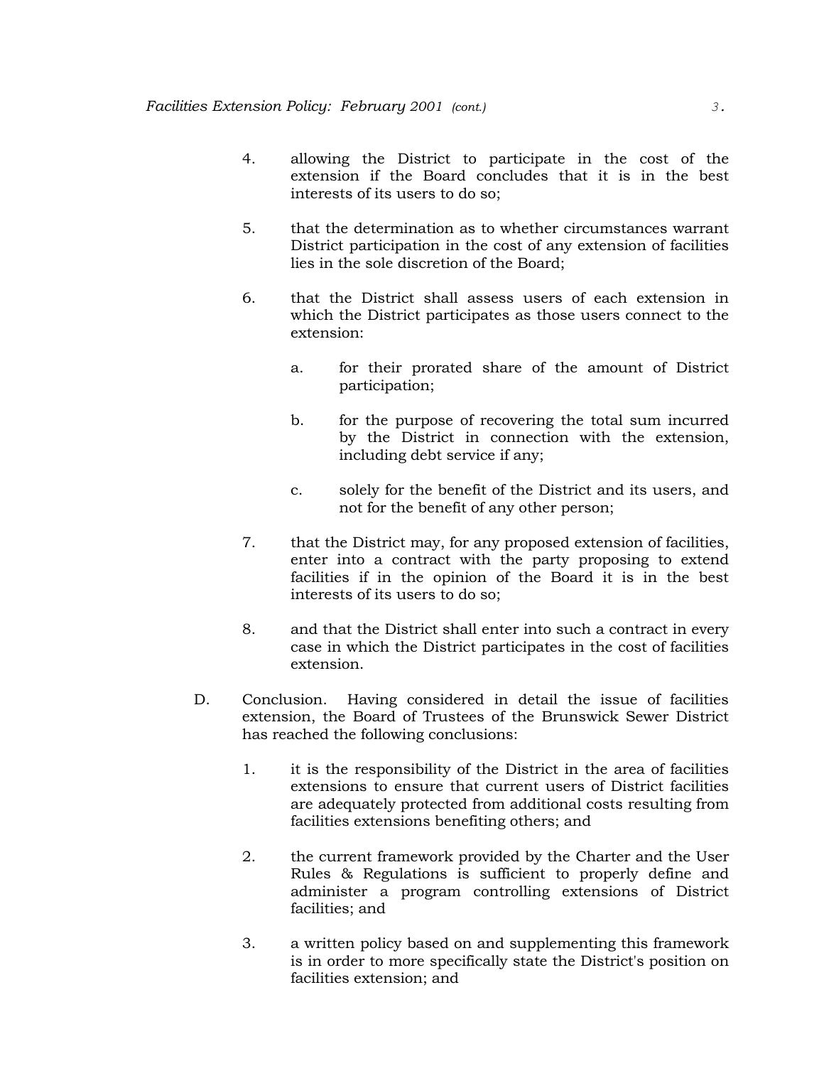4. allowing the District to participate in the cost of the extension if the Board concludes that it is in the best interests of its users to do so;

5. that the determination as to whether circumstances warrant District participation in the cost of any extension of facilities lies in the sole discretion of the Board;

6. that the District shall assess users of each extension in which the District participates as those users connect to the extension:

   a. for their prorated share of the amount of District participation;

   b. for the purpose of recovering the total sum incurred by the District in connection with the extension, including debt service if any;

   c. solely for the benefit of the District and its users, and not for the benefit of any other person;

7. that the District may, for any proposed extension of facilities, enter into a contract with the party proposing to extend facilities if in the opinion of the Board it is in the best interests of its users to do so;

8. and that the District shall enter into such a contract in every case in which the District participates in the cost of facilities extension.

D. Conclusion. Having considered in detail the issue of facilities extension, the Board of Trustees of the Brunswick Sewer District has reached the following conclusions:

1. it is the responsibility of the District in the area of facilities extensions to ensure that current users of District facilities are adequately protected from additional costs resulting from facilities extensions benefiting others; and

2. the current framework provided by the Charter and the User Rules & Regulations is sufficient to properly define and administer a program controlling extensions of District facilities; and

3. a written policy based on and supplementing this framework is in order to more specifically state the District's position on facilities extension; and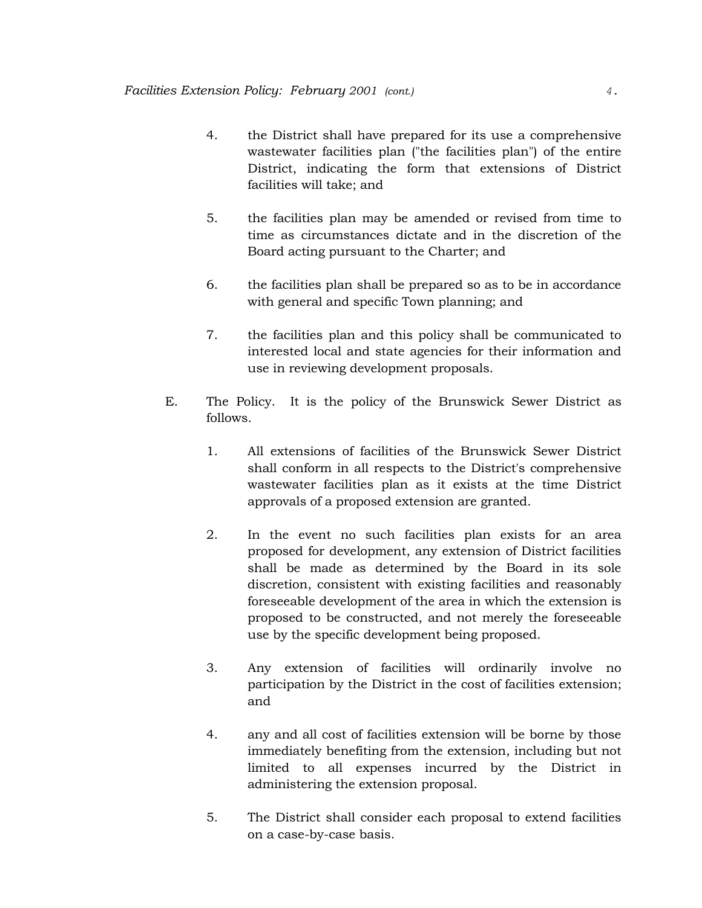4. the District shall have prepared for its use a comprehensive wastewater facilities plan ("the facilities plan") of the entire District, indicating the form that extensions of District facilities will take; and

5. the facilities plan may be amended or revised from time to time as circumstances dictate and in the discretion of the Board acting pursuant to the Charter; and

6. the facilities plan shall be prepared so as to be in accordance with general and specific Town planning; and

7. the facilities plan and this policy shall be communicated to interested local and state agencies for their information and use in reviewing development proposals.

E. The Policy. It is the policy of the Brunswick Sewer District as follows.

1. All extensions of facilities of the Brunswick Sewer District shall conform in all respects to the District's comprehensive wastewater facilities plan as it exists at the time District approvals of a proposed extension are granted.

2. In the event no such facilities plan exists for an area proposed for development, any extension of District facilities shall be made as determined by the Board in its sole discretion, consistent with existing facilities and reasonably foreseeable development of the area in which the extension is proposed to be constructed, and not merely the foreseeable use by the specific development being proposed.

3. Any extension of facilities will ordinarily involve no participation by the District in the cost of facilities extension; and

4. any and all cost of facilities extension will be borne by those immediately benefiting from the extension, including but not limited to all expenses incurred by the District in administering the extension proposal.

5. The District shall consider each proposal to extend facilities on a case-by-case basis.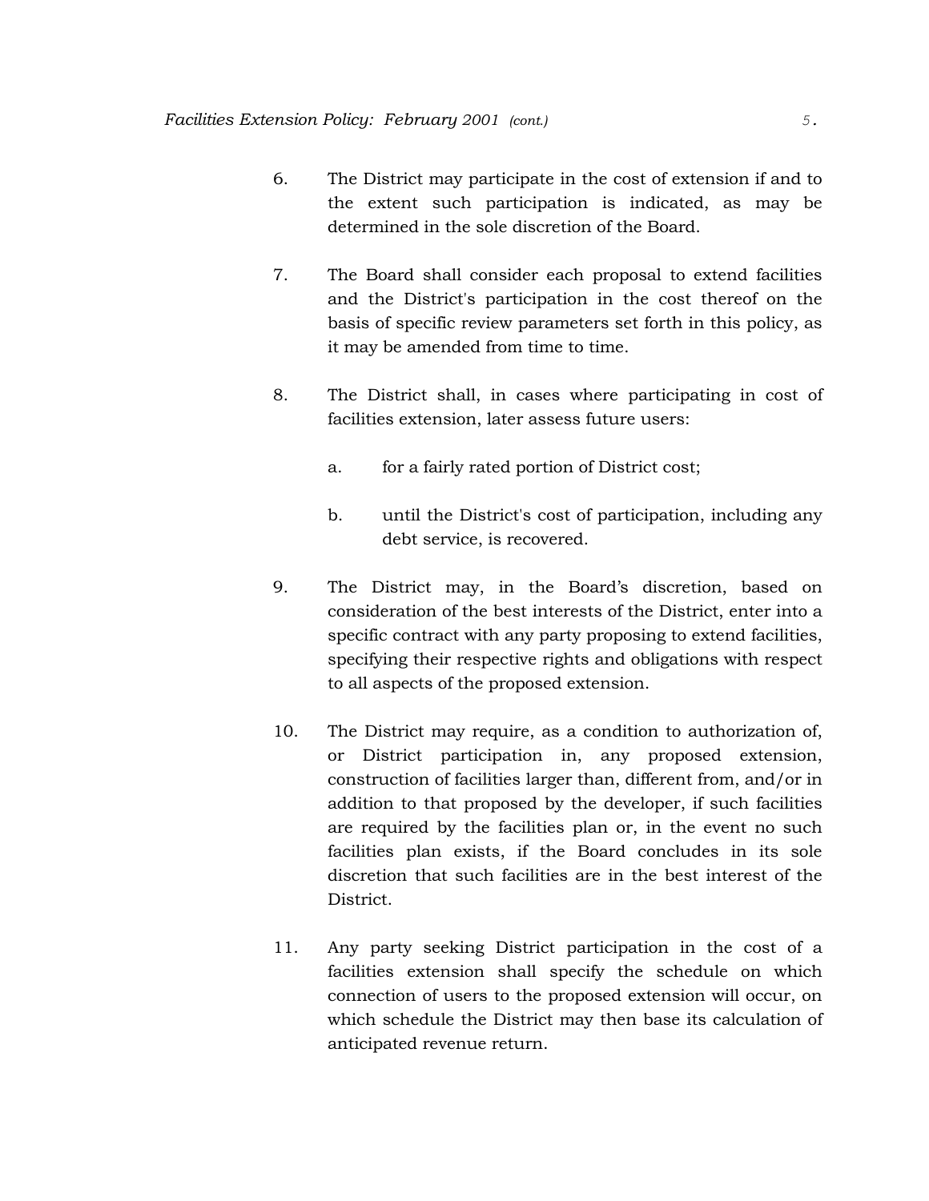6. The District may participate in the cost of extension if and to the extent such participation is indicated, as may be determined in the sole discretion of the Board.

7. The Board shall consider each proposal to extend facilities and the District's participation in the cost thereof on the basis of specific review parameters set forth in this policy, as it may be amended from time to time.

8. The District shall, in cases where participating in cost of facilities extension, later assess future users:

   a. for a fairly rated portion of District cost;

   b. until the District's cost of participation, including any debt service, is recovered.

9. The District may, in the Board's discretion, based on consideration of the best interests of the District, enter into a specific contract with any party proposing to extend facilities, specifying their respective rights and obligations with respect to all aspects of the proposed extension.

10. The District may require, as a condition to authorization of, or District participation in, any proposed extension, construction of facilities larger than, different from, and/or in addition to that proposed by the developer, if such facilities are required by the facilities plan or, in the event no such facilities plan exists, if the Board concludes in its sole discretion that such facilities are in the best interest of the District.

11. Any party seeking District participation in the cost of a facilities extension shall specify the schedule on which connection of users to the proposed extension will occur, on which schedule the District may then base its calculation of anticipated revenue return.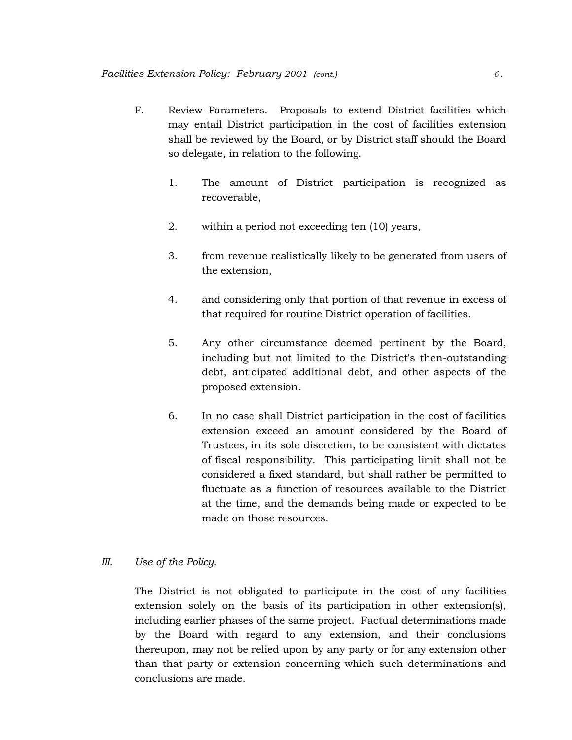F. Review Parameters. Proposals to extend District facilities which may entail District participation in the cost of facilities extension shall be reviewed by the Board, or by District staff should the Board so delegate, in relation to the following.

   1. The amount of District participation is recognized as recoverable,

   2. within a period not exceeding ten (10) years,

   3. from revenue realistically likely to be generated from users of the extension,

   4. and considering only that portion of that revenue in excess of that required for routine District operation of facilities.

   5. Any other circumstance deemed pertinent by the Board, including but not limited to the District's then-outstanding debt, anticipated additional debt, and other aspects of the proposed extension.

   6. In no case shall District participation in the cost of facilities extension exceed an amount considered by the Board of Trustees, in its sole discretion, to be consistent with dictates of fiscal responsibility. This participating limit shall not be considered a fixed standard, but shall rather be permitted to fluctuate as a function of resources available to the District at the time, and the demands being made or expected to be made on those resources.

## *III. Use of the Policy.*

The District is not obligated to participate in the cost of any facilities extension solely on the basis of its participation in other extension(s), including earlier phases of the same project. Factual determinations made by the Board with regard to any extension, and their conclusions thereupon, may not be relied upon by any party or for any extension other than that party or extension concerning which such determinations and conclusions are made.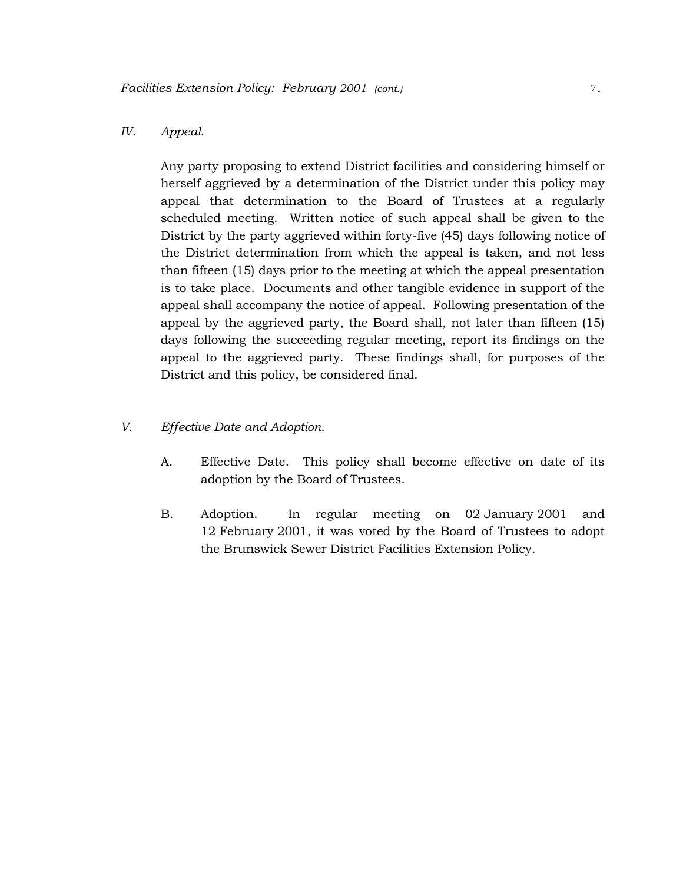## *IV. Appeal.*

Any party proposing to extend District facilities and considering himself or herself aggrieved by a determination of the District under this policy may appeal that determination to the Board of Trustees at a regularly scheduled meeting. Written notice of such appeal shall be given to the District by the party aggrieved within forty-five (45) days following notice of the District determination from which the appeal is taken, and not less than fifteen (15) days prior to the meeting at which the appeal presentation is to take place. Documents and other tangible evidence in support of the appeal shall accompany the notice of appeal. Following presentation of the appeal by the aggrieved party, the Board shall, not later than fifteen (15) days following the succeeding regular meeting, report its findings on the appeal to the aggrieved party. These findings shall, for purposes of the District and this policy, be considered final.

## *V. Effective Date and Adoption.*

A. Effective Date. This policy shall become effective on date of its adoption by the Board of Trustees.

B. Adoption. In regular meeting on 02 January 2001 and 12 February 2001, it was voted by the Board of Trustees to adopt the Brunswick Sewer District Facilities Extension Policy.